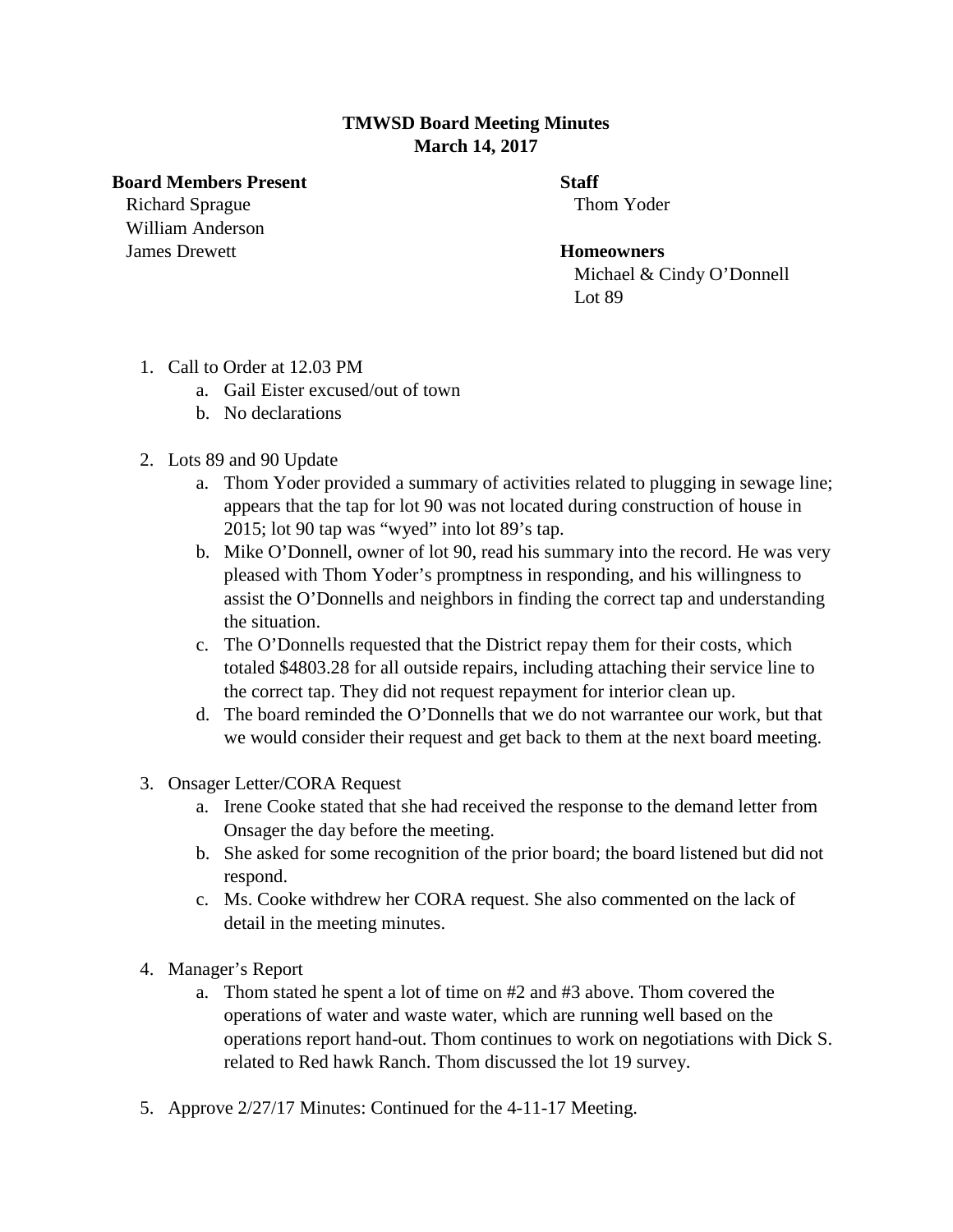**TMWSD Board Meeting Minutes**
**March 14, 2017**

**Board Members Present**
Richard Sprague
William Anderson
James Drewett

**Staff**
Thom Yoder

**Homeowners**
Michael & Cindy O'Donnell
Lot 89

1. Call to Order at 12.03 PM
   a. Gail Eister excused/out of town
   b. No declarations

2. Lots 89 and 90 Update
   a. Thom Yoder provided a summary of activities related to plugging in sewage line; appears that the tap for lot 90 was not located during construction of house in 2015; lot 90 tap was "wyed" into lot 89's tap.
   b. Mike O'Donnell, owner of lot 90, read his summary into the record. He was very pleased with Thom Yoder's promptness in responding, and his willingness to assist the O'Donnells and neighbors in finding the correct tap and understanding the situation.
   c. The O'Donnells requested that the District repay them for their costs, which totaled $4803.28 for all outside repairs, including attaching their service line to the correct tap. They did not request repayment for interior clean up.
   d. The board reminded the O'Donnells that we do not warrantee our work, but that we would consider their request and get back to them at the next board meeting.

3. Onsager Letter/CORA Request
   a. Irene Cooke stated that she had received the response to the demand letter from Onsager the day before the meeting.
   b. She asked for some recognition of the prior board; the board listened but did not respond.
   c. Ms. Cooke withdrew her CORA request. She also commented on the lack of detail in the meeting minutes.

4. Manager's Report
   a. Thom stated he spent a lot of time on #2 and #3 above. Thom covered the operations of water and waste water, which are running well based on the operations report hand-out. Thom continues to work on negotiations with Dick S. related to Red hawk Ranch. Thom discussed the lot 19 survey.

5. Approve 2/27/17 Minutes: Continued for the 4-11-17 Meeting.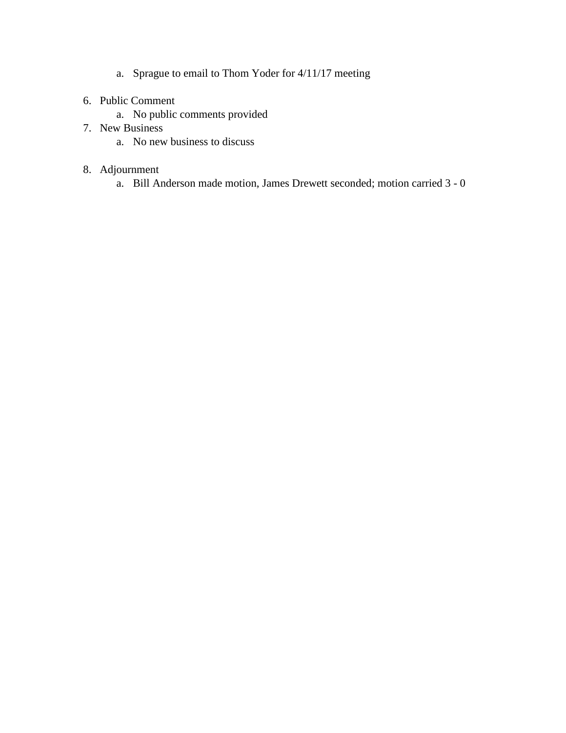a. Sprague to email to Thom Yoder for 4/11/17 meeting

6. Public Comment
   a. No public comments provided
7. New Business
   a. No new business to discuss

8. Adjournment
   a. Bill Anderson made motion, James Drewett seconded; motion carried 3 - 0